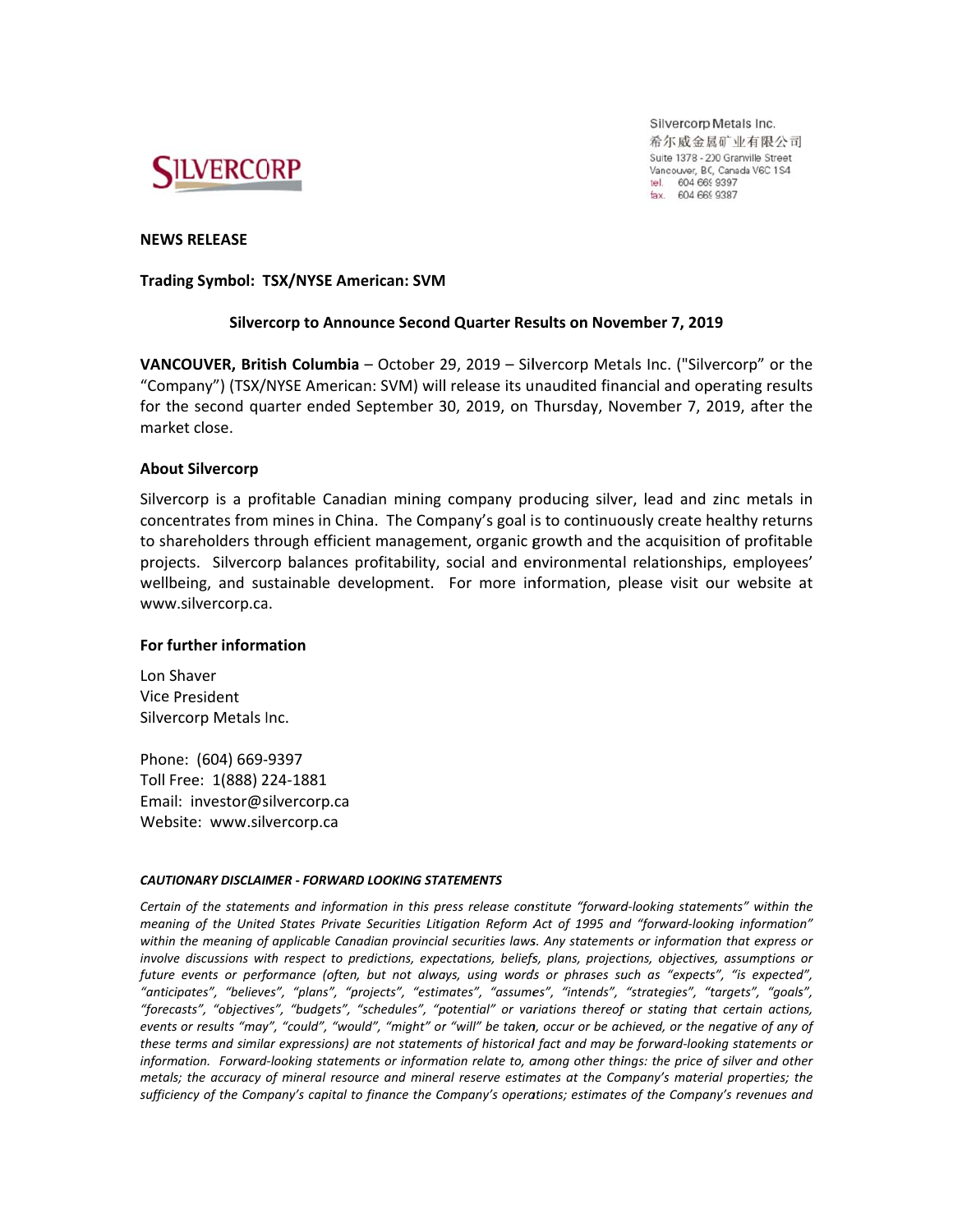Silvercorp Metals Inc.
希尔威金属矿业有限公司
Suite 1378 - 200 Granville Street
Vancouver, BC, Canada V6C 1S4
tel. 604 669 9397
fax. 604 669 9387

**NEWS RELEASE**

**Trading Symbol: TSX/NYSE American: SVM**

**Silvercorp to Announce Second Quarter Results on November 7, 2019**

**VANCOUVER, British Columbia** – October 29, 2019 – Silvercorp Metals Inc. ("Silvercorp" or the "Company") (TSX/NYSE American: SVM) will release its unaudited financial and operating results for the second quarter ended September 30, 2019, on Thursday, November 7, 2019, after the market close.

## About Silvercorp

Silvercorp is a profitable Canadian mining company producing silver, lead and zinc metals in concentrates from mines in China. The Company's goal is to continuously create healthy returns to shareholders through efficient management, organic growth and the acquisition of profitable projects. Silvercorp balances profitability, social and environmental relationships, employees' wellbeing, and sustainable development. For more information, please visit our website at www.silvercorp.ca.

## For further information

Lon Shaver
Vice President
Silvercorp Metals Inc.

Phone: (604) 669-9397
Toll Free: 1(888) 224-1881
Email: investor@silvercorp.ca
Website: www.silvercorp.ca

***CAUTIONARY DISCLAIMER - FORWARD LOOKING STATEMENTS***

*Certain of the statements and information in this press release constitute "forward-looking statements" within the meaning of the United States Private Securities Litigation Reform Act of 1995 and "forward-looking information" within the meaning of applicable Canadian provincial securities laws. Any statements or information that express or involve discussions with respect to predictions, expectations, beliefs, plans, projections, objectives, assumptions or future events or performance (often, but not always, using words or phrases such as "expects", "is expected", "anticipates", "believes", "plans", "projects", "estimates", "assumes", "intends", "strategies", "targets", "goals", "forecasts", "objectives", "budgets", "schedules", "potential" or variations thereof or stating that certain actions, events or results "may", "could", "would", "might" or "will" be taken, occur or be achieved, or the negative of any of these terms and similar expressions) are not statements of historical fact and may be forward-looking statements or information. Forward-looking statements or information relate to, among other things: the price of silver and other metals; the accuracy of mineral resource and mineral reserve estimates at the Company's material properties; the sufficiency of the Company's capital to finance the Company's operations; estimates of the Company's revenues and*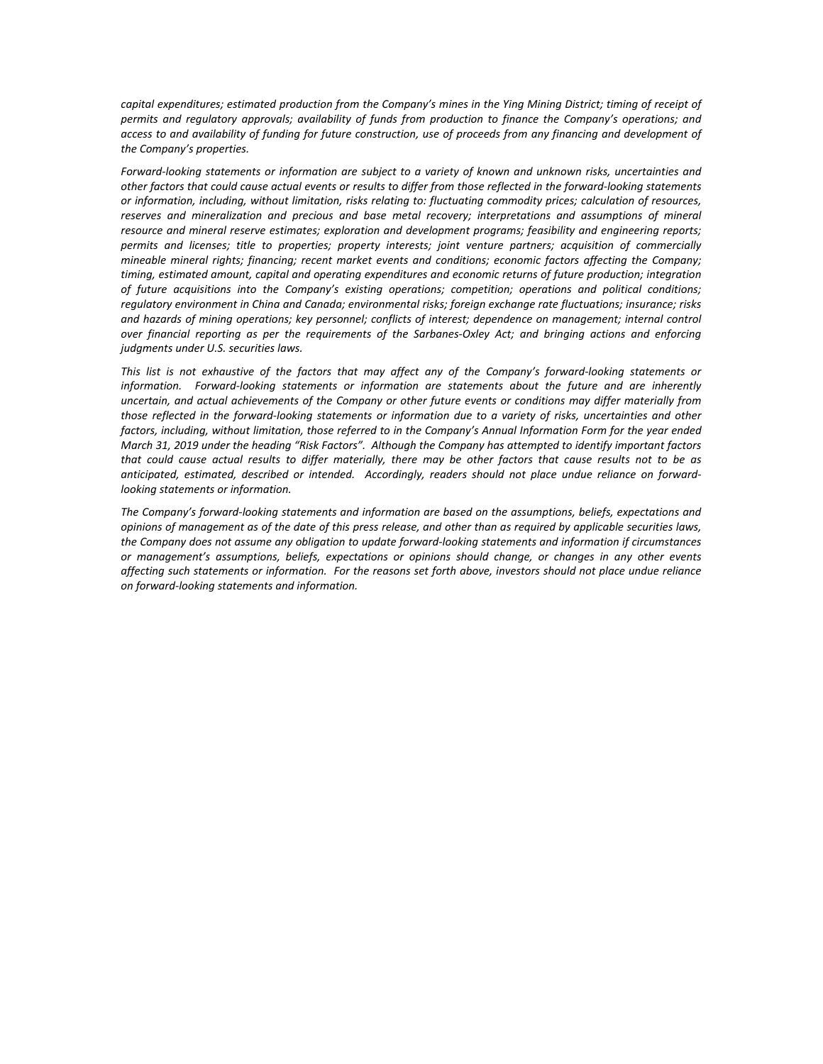*capital expenditures; estimated production from the Company's mines in the Ying Mining District; timing of receipt of permits and regulatory approvals; availability of funds from production to finance the Company's operations; and access to and availability of funding for future construction, use of proceeds from any financing and development of the Company's properties.*

*Forward-looking statements or information are subject to a variety of known and unknown risks, uncertainties and other factors that could cause actual events or results to differ from those reflected in the forward-looking statements or information, including, without limitation, risks relating to: fluctuating commodity prices; calculation of resources, reserves and mineralization and precious and base metal recovery; interpretations and assumptions of mineral resource and mineral reserve estimates; exploration and development programs; feasibility and engineering reports; permits and licenses; title to properties; property interests; joint venture partners; acquisition of commercially mineable mineral rights; financing; recent market events and conditions; economic factors affecting the Company; timing, estimated amount, capital and operating expenditures and economic returns of future production; integration of future acquisitions into the Company's existing operations; competition; operations and political conditions; regulatory environment in China and Canada; environmental risks; foreign exchange rate fluctuations; insurance; risks and hazards of mining operations; key personnel; conflicts of interest; dependence on management; internal control over financial reporting as per the requirements of the Sarbanes-Oxley Act; and bringing actions and enforcing judgments under U.S. securities laws.*

*This list is not exhaustive of the factors that may affect any of the Company's forward-looking statements or information. Forward-looking statements or information are statements about the future and are inherently uncertain, and actual achievements of the Company or other future events or conditions may differ materially from those reflected in the forward-looking statements or information due to a variety of risks, uncertainties and other factors, including, without limitation, those referred to in the Company's Annual Information Form for the year ended March 31, 2019 under the heading "Risk Factors". Although the Company has attempted to identify important factors that could cause actual results to differ materially, there may be other factors that cause results not to be as anticipated, estimated, described or intended. Accordingly, readers should not place undue reliance on forward-looking statements or information.*

*The Company's forward-looking statements and information are based on the assumptions, beliefs, expectations and opinions of management as of the date of this press release, and other than as required by applicable securities laws, the Company does not assume any obligation to update forward-looking statements and information if circumstances or management's assumptions, beliefs, expectations or opinions should change, or changes in any other events affecting such statements or information. For the reasons set forth above, investors should not place undue reliance on forward-looking statements and information.*